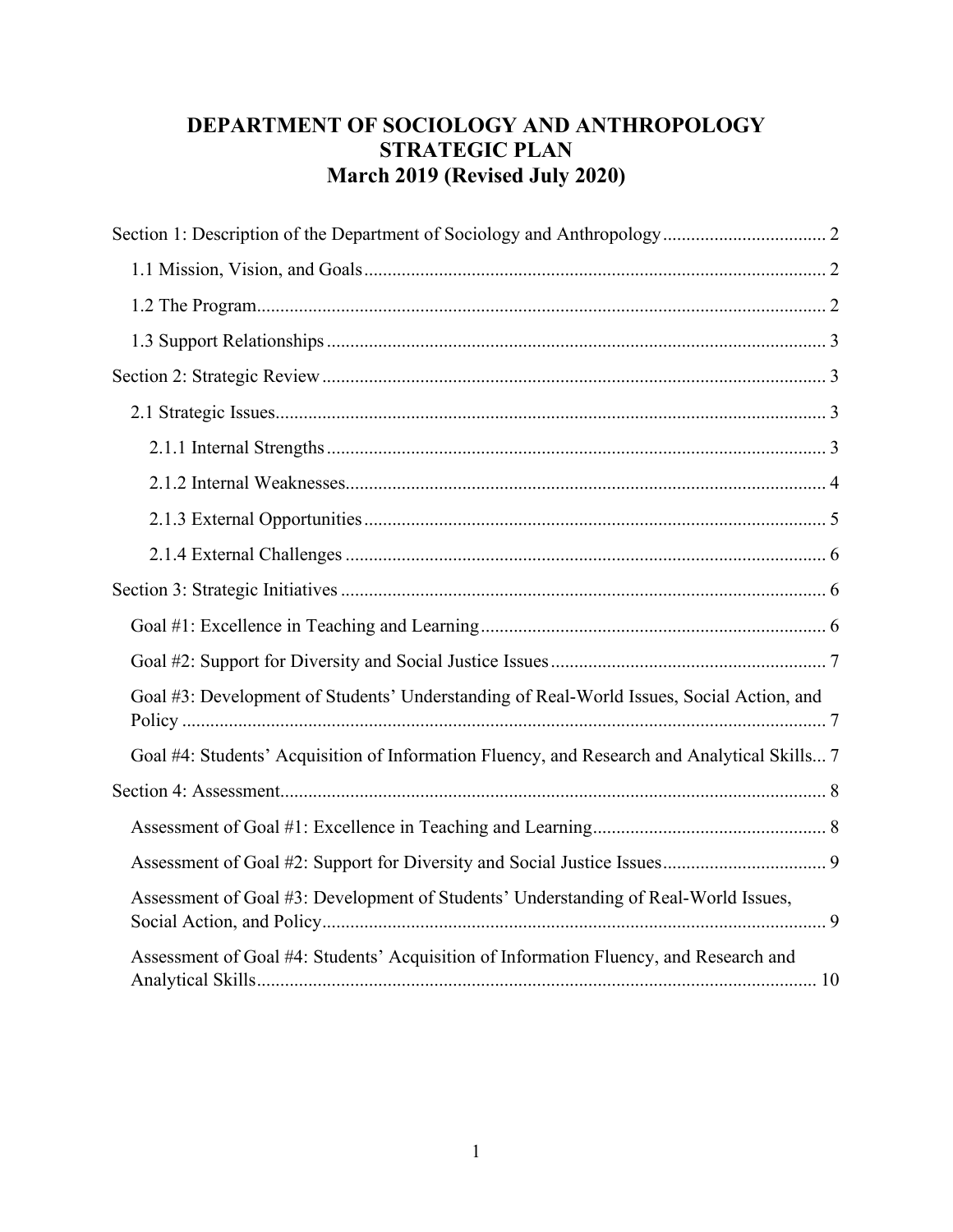# DEPARTMENT OF SOCIOLOGY AND ANTHROPOLOGY STRATEGIC PLAN
## March 2019 (Revised July 2020)

Section 1: Description of the Department of Sociology and Anthropology .......... 2

- 1.1 Mission, Vision, and Goals .......... 2
- 1.2 The Program .......... 2
- 1.3 Support Relationships .......... 3

Section 2: Strategic Review .......... 3

- 2.1 Strategic Issues .......... 3
  - 2.1.1 Internal Strengths .......... 3
  - 2.1.2 Internal Weaknesses .......... 4
  - 2.1.3 External Opportunities .......... 5
  - 2.1.4 External Challenges .......... 6

Section 3: Strategic Initiatives .......... 6

- Goal #1: Excellence in Teaching and Learning .......... 6
- Goal #2: Support for Diversity and Social Justice Issues .......... 7
- Goal #3: Development of Students' Understanding of Real-World Issues, Social Action, and Policy .......... 7
- Goal #4: Students' Acquisition of Information Fluency, and Research and Analytical Skills... 7

Section 4: Assessment .......... 8

- Assessment of Goal #1: Excellence in Teaching and Learning .......... 8
- Assessment of Goal #2: Support for Diversity and Social Justice Issues .......... 9
- Assessment of Goal #3: Development of Students' Understanding of Real-World Issues, Social Action, and Policy .......... 9
- Assessment of Goal #4: Students' Acquisition of Information Fluency, and Research and Analytical Skills .......... 10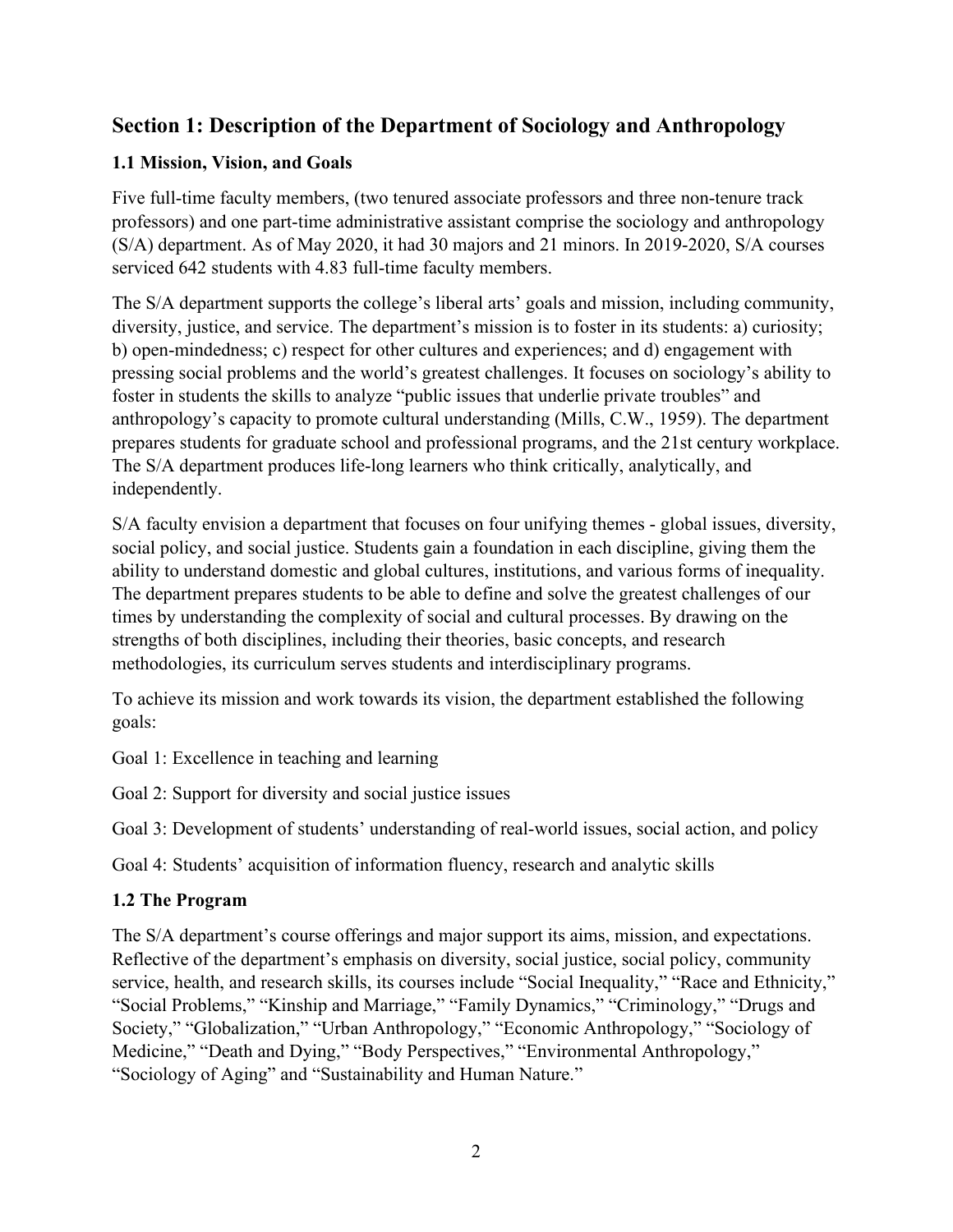## Section 1: Description of the Department of Sociology and Anthropology

### 1.1 Mission, Vision, and Goals

Five full-time faculty members, (two tenured associate professors and three non-tenure track professors) and one part-time administrative assistant comprise the sociology and anthropology (S/A) department. As of May 2020, it had 30 majors and 21 minors. In 2019-2020, S/A courses serviced 642 students with 4.83 full-time faculty members.

The S/A department supports the college's liberal arts' goals and mission, including community, diversity, justice, and service. The department's mission is to foster in its students: a) curiosity; b) open-mindedness; c) respect for other cultures and experiences; and d) engagement with pressing social problems and the world's greatest challenges. It focuses on sociology's ability to foster in students the skills to analyze "public issues that underlie private troubles" and anthropology's capacity to promote cultural understanding (Mills, C.W., 1959). The department prepares students for graduate school and professional programs, and the 21st century workplace. The S/A department produces life-long learners who think critically, analytically, and independently.

S/A faculty envision a department that focuses on four unifying themes - global issues, diversity, social policy, and social justice. Students gain a foundation in each discipline, giving them the ability to understand domestic and global cultures, institutions, and various forms of inequality. The department prepares students to be able to define and solve the greatest challenges of our times by understanding the complexity of social and cultural processes. By drawing on the strengths of both disciplines, including their theories, basic concepts, and research methodologies, its curriculum serves students and interdisciplinary programs.

To achieve its mission and work towards its vision, the department established the following goals:

Goal 1: Excellence in teaching and learning

Goal 2: Support for diversity and social justice issues

Goal 3: Development of students' understanding of real-world issues, social action, and policy

Goal 4: Students' acquisition of information fluency, research and analytic skills

### 1.2 The Program

The S/A department's course offerings and major support its aims, mission, and expectations. Reflective of the department's emphasis on diversity, social justice, social policy, community service, health, and research skills, its courses include "Social Inequality," "Race and Ethnicity," "Social Problems," "Kinship and Marriage," "Family Dynamics," "Criminology," "Drugs and Society," "Globalization," "Urban Anthropology," "Economic Anthropology," "Sociology of Medicine," "Death and Dying," "Body Perspectives," "Environmental Anthropology," "Sociology of Aging" and "Sustainability and Human Nature."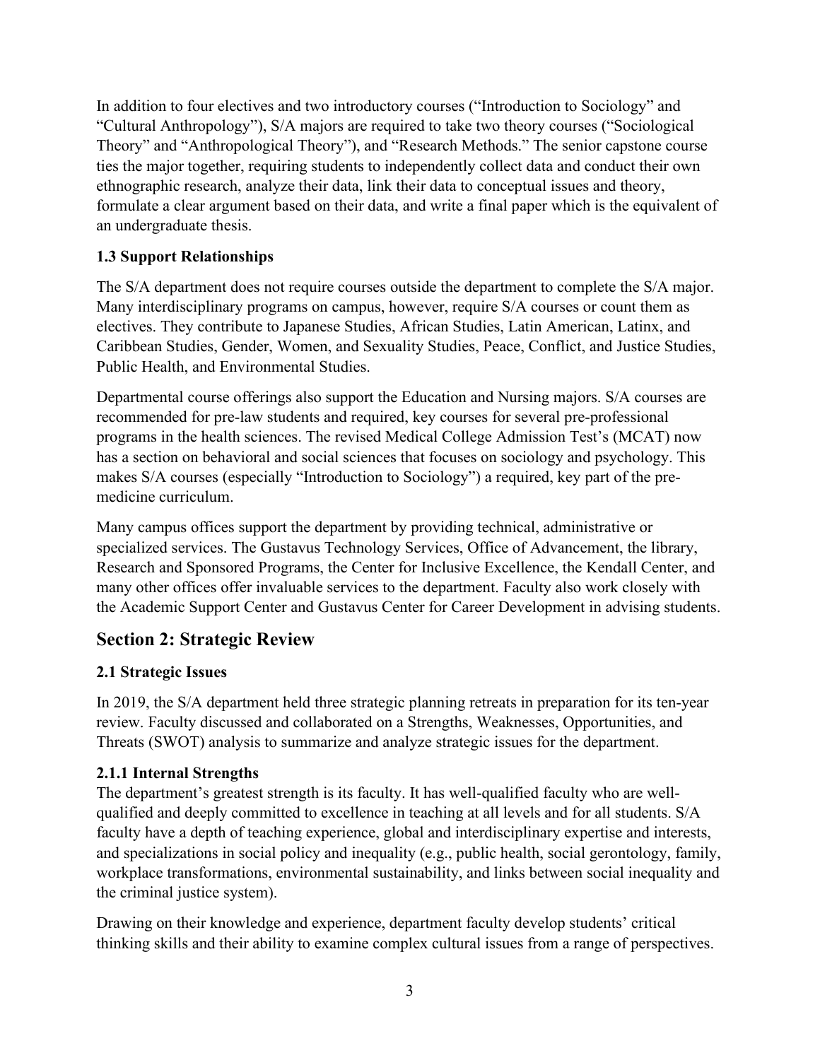In addition to four electives and two introductory courses (“Introduction to Sociology” and “Cultural Anthropology”), S/A majors are required to take two theory courses (“Sociological Theory” and “Anthropological Theory”), and “Research Methods.” The senior capstone course ties the major together, requiring students to independently collect data and conduct their own ethnographic research, analyze their data, link their data to conceptual issues and theory, formulate a clear argument based on their data, and write a final paper which is the equivalent of an undergraduate thesis.

### 1.3 Support Relationships

The S/A department does not require courses outside the department to complete the S/A major. Many interdisciplinary programs on campus, however, require S/A courses or count them as electives. They contribute to Japanese Studies, African Studies, Latin American, Latinx, and Caribbean Studies, Gender, Women, and Sexuality Studies, Peace, Conflict, and Justice Studies, Public Health, and Environmental Studies.

Departmental course offerings also support the Education and Nursing majors. S/A courses are recommended for pre-law students and required, key courses for several pre-professional programs in the health sciences. The revised Medical College Admission Test’s (MCAT) now has a section on behavioral and social sciences that focuses on sociology and psychology. This makes S/A courses (especially “Introduction to Sociology”) a required, key part of the pre-medicine curriculum.

Many campus offices support the department by providing technical, administrative or specialized services. The Gustavus Technology Services, Office of Advancement, the library, Research and Sponsored Programs, the Center for Inclusive Excellence, the Kendall Center, and many other offices offer invaluable services to the department. Faculty also work closely with the Academic Support Center and Gustavus Center for Career Development in advising students.

## Section 2: Strategic Review

### 2.1 Strategic Issues

In 2019, the S/A department held three strategic planning retreats in preparation for its ten-year review. Faculty discussed and collaborated on a Strengths, Weaknesses, Opportunities, and Threats (SWOT) analysis to summarize and analyze strategic issues for the department.

#### 2.1.1 Internal Strengths

The department’s greatest strength is its faculty. It has well-qualified faculty who are well-qualified and deeply committed to excellence in teaching at all levels and for all students. S/A faculty have a depth of teaching experience, global and interdisciplinary expertise and interests, and specializations in social policy and inequality (e.g., public health, social gerontology, family, workplace transformations, environmental sustainability, and links between social inequality and the criminal justice system).

Drawing on their knowledge and experience, department faculty develop students’ critical thinking skills and their ability to examine complex cultural issues from a range of perspectives.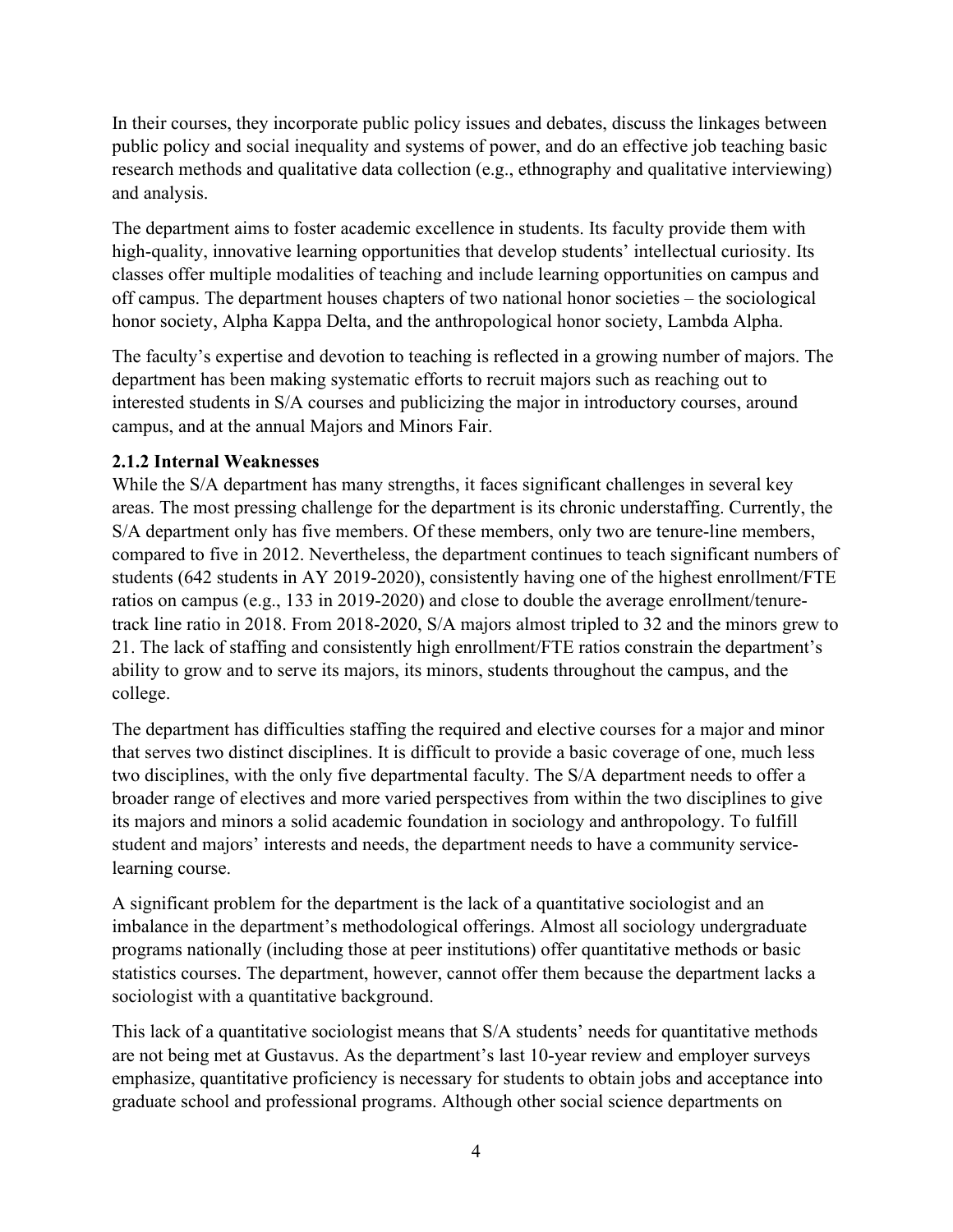In their courses, they incorporate public policy issues and debates, discuss the linkages between public policy and social inequality and systems of power, and do an effective job teaching basic research methods and qualitative data collection (e.g., ethnography and qualitative interviewing) and analysis.

The department aims to foster academic excellence in students. Its faculty provide them with high-quality, innovative learning opportunities that develop students' intellectual curiosity. Its classes offer multiple modalities of teaching and include learning opportunities on campus and off campus. The department houses chapters of two national honor societies – the sociological honor society, Alpha Kappa Delta, and the anthropological honor society, Lambda Alpha.

The faculty's expertise and devotion to teaching is reflected in a growing number of majors. The department has been making systematic efforts to recruit majors such as reaching out to interested students in S/A courses and publicizing the major in introductory courses, around campus, and at the annual Majors and Minors Fair.

### 2.1.2 Internal Weaknesses

While the S/A department has many strengths, it faces significant challenges in several key areas. The most pressing challenge for the department is its chronic understaffing. Currently, the S/A department only has five members. Of these members, only two are tenure-line members, compared to five in 2012. Nevertheless, the department continues to teach significant numbers of students (642 students in AY 2019-2020), consistently having one of the highest enrollment/FTE ratios on campus (e.g., 133 in 2019-2020) and close to double the average enrollment/tenure-track line ratio in 2018. From 2018-2020, S/A majors almost tripled to 32 and the minors grew to 21. The lack of staffing and consistently high enrollment/FTE ratios constrain the department's ability to grow and to serve its majors, its minors, students throughout the campus, and the college.

The department has difficulties staffing the required and elective courses for a major and minor that serves two distinct disciplines. It is difficult to provide a basic coverage of one, much less two disciplines, with the only five departmental faculty. The S/A department needs to offer a broader range of electives and more varied perspectives from within the two disciplines to give its majors and minors a solid academic foundation in sociology and anthropology. To fulfill student and majors' interests and needs, the department needs to have a community service-learning course.

A significant problem for the department is the lack of a quantitative sociologist and an imbalance in the department's methodological offerings. Almost all sociology undergraduate programs nationally (including those at peer institutions) offer quantitative methods or basic statistics courses. The department, however, cannot offer them because the department lacks a sociologist with a quantitative background.

This lack of a quantitative sociologist means that S/A students' needs for quantitative methods are not being met at Gustavus. As the department's last 10-year review and employer surveys emphasize, quantitative proficiency is necessary for students to obtain jobs and acceptance into graduate school and professional programs. Although other social science departments on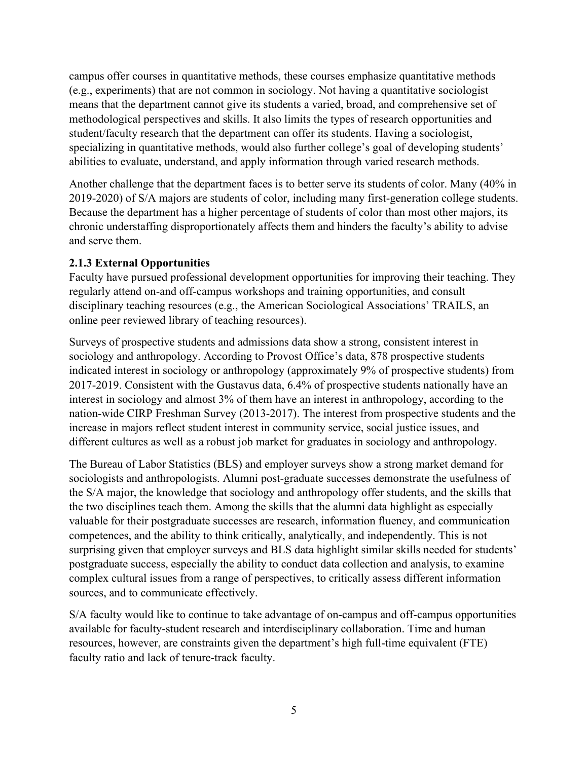campus offer courses in quantitative methods, these courses emphasize quantitative methods (e.g., experiments) that are not common in sociology. Not having a quantitative sociologist means that the department cannot give its students a varied, broad, and comprehensive set of methodological perspectives and skills. It also limits the types of research opportunities and student/faculty research that the department can offer its students. Having a sociologist, specializing in quantitative methods, would also further college's goal of developing students' abilities to evaluate, understand, and apply information through varied research methods.

Another challenge that the department faces is to better serve its students of color. Many (40% in 2019-2020) of S/A majors are students of color, including many first-generation college students. Because the department has a higher percentage of students of color than most other majors, its chronic understaffing disproportionately affects them and hinders the faculty's ability to advise and serve them.

### 2.1.3 External Opportunities

Faculty have pursued professional development opportunities for improving their teaching. They regularly attend on-and off-campus workshops and training opportunities, and consult disciplinary teaching resources (e.g., the American Sociological Associations' TRAILS, an online peer reviewed library of teaching resources).

Surveys of prospective students and admissions data show a strong, consistent interest in sociology and anthropology. According to Provost Office's data, 878 prospective students indicated interest in sociology or anthropology (approximately 9% of prospective students) from 2017-2019. Consistent with the Gustavus data, 6.4% of prospective students nationally have an interest in sociology and almost 3% of them have an interest in anthropology, according to the nation-wide CIRP Freshman Survey (2013-2017). The interest from prospective students and the increase in majors reflect student interest in community service, social justice issues, and different cultures as well as a robust job market for graduates in sociology and anthropology.

The Bureau of Labor Statistics (BLS) and employer surveys show a strong market demand for sociologists and anthropologists. Alumni post-graduate successes demonstrate the usefulness of the S/A major, the knowledge that sociology and anthropology offer students, and the skills that the two disciplines teach them. Among the skills that the alumni data highlight as especially valuable for their postgraduate successes are research, information fluency, and communication competences, and the ability to think critically, analytically, and independently. This is not surprising given that employer surveys and BLS data highlight similar skills needed for students' postgraduate success, especially the ability to conduct data collection and analysis, to examine complex cultural issues from a range of perspectives, to critically assess different information sources, and to communicate effectively.

S/A faculty would like to continue to take advantage of on-campus and off-campus opportunities available for faculty-student research and interdisciplinary collaboration. Time and human resources, however, are constraints given the department's high full-time equivalent (FTE) faculty ratio and lack of tenure-track faculty.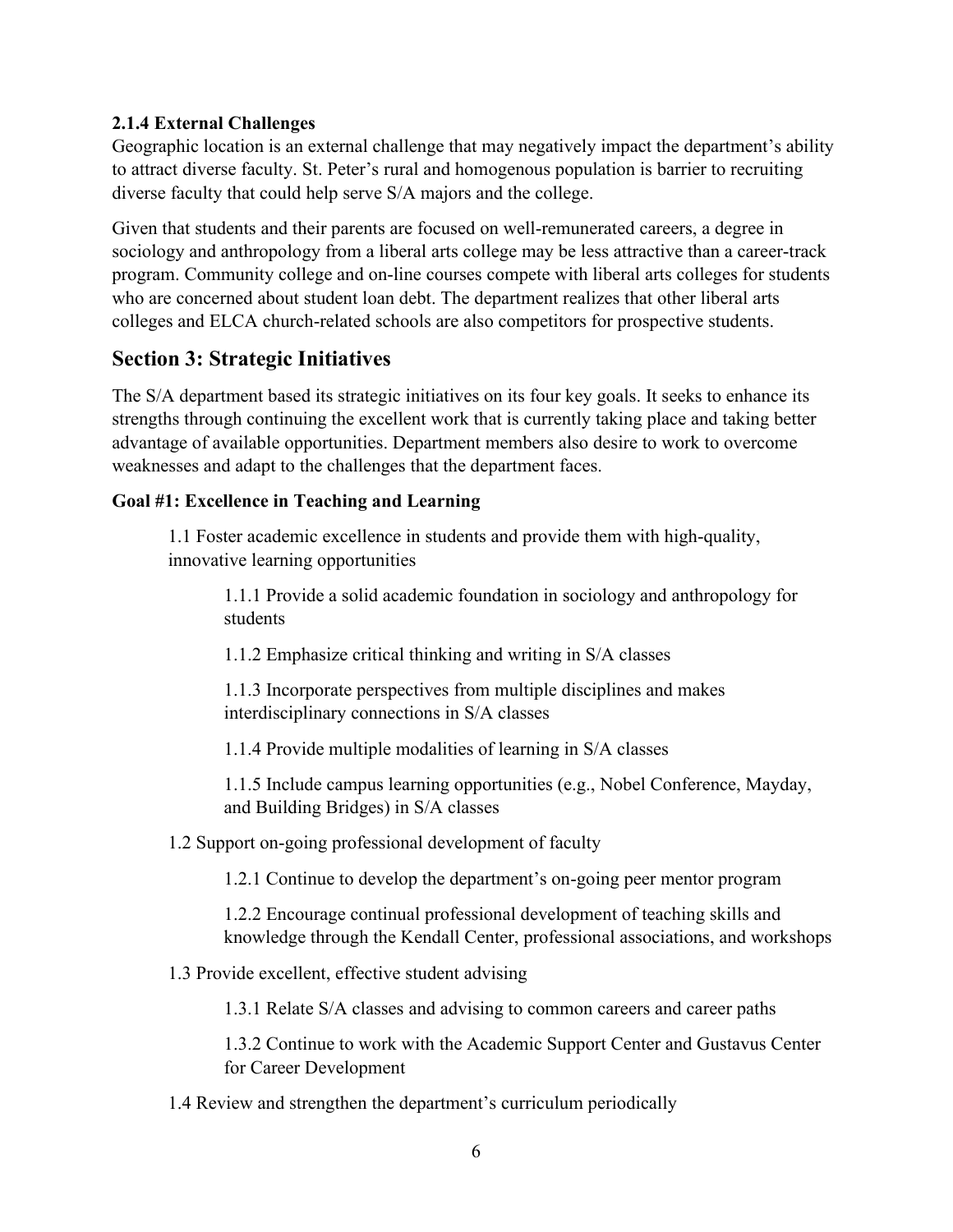### 2.1.4 External Challenges

Geographic location is an external challenge that may negatively impact the department's ability to attract diverse faculty. St. Peter's rural and homogenous population is barrier to recruiting diverse faculty that could help serve S/A majors and the college.

Given that students and their parents are focused on well-remunerated careers, a degree in sociology and anthropology from a liberal arts college may be less attractive than a career-track program. Community college and on-line courses compete with liberal arts colleges for students who are concerned about student loan debt. The department realizes that other liberal arts colleges and ELCA church-related schools are also competitors for prospective students.

## Section 3: Strategic Initiatives

The S/A department based its strategic initiatives on its four key goals. It seeks to enhance its strengths through continuing the excellent work that is currently taking place and taking better advantage of available opportunities. Department members also desire to work to overcome weaknesses and adapt to the challenges that the department faces.

**Goal #1: Excellence in Teaching and Learning**

- 1.1 Foster academic excellence in students and provide them with high-quality, innovative learning opportunities
  - 1.1.1 Provide a solid academic foundation in sociology and anthropology for students
  - 1.1.2 Emphasize critical thinking and writing in S/A classes
  - 1.1.3 Incorporate perspectives from multiple disciplines and makes interdisciplinary connections in S/A classes
  - 1.1.4 Provide multiple modalities of learning in S/A classes
  - 1.1.5 Include campus learning opportunities (e.g., Nobel Conference, Mayday, and Building Bridges) in S/A classes
- 1.2 Support on-going professional development of faculty
  - 1.2.1 Continue to develop the department's on-going peer mentor program
  - 1.2.2 Encourage continual professional development of teaching skills and knowledge through the Kendall Center, professional associations, and workshops
- 1.3 Provide excellent, effective student advising
  - 1.3.1 Relate S/A classes and advising to common careers and career paths
  - 1.3.2 Continue to work with the Academic Support Center and Gustavus Center for Career Development
- 1.4 Review and strengthen the department's curriculum periodically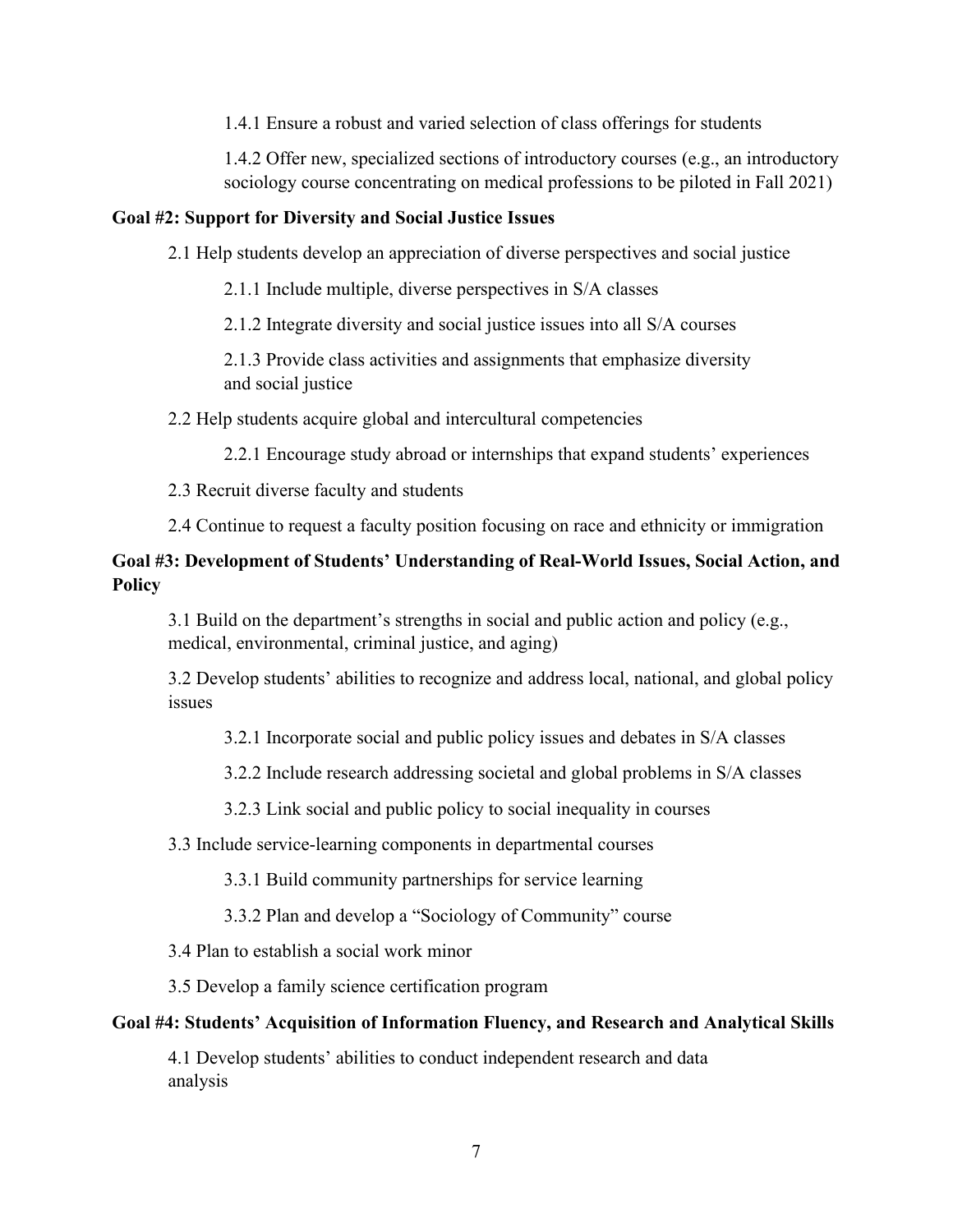1.4.1 Ensure a robust and varied selection of class offerings for students

1.4.2 Offer new, specialized sections of introductory courses (e.g., an introductory sociology course concentrating on medical professions to be piloted in Fall 2021)

**Goal #2: Support for Diversity and Social Justice Issues**

2.1 Help students develop an appreciation of diverse perspectives and social justice

2.1.1 Include multiple, diverse perspectives in S/A classes

2.1.2 Integrate diversity and social justice issues into all S/A courses

2.1.3 Provide class activities and assignments that emphasize diversity and social justice

2.2 Help students acquire global and intercultural competencies

2.2.1 Encourage study abroad or internships that expand students' experiences

2.3 Recruit diverse faculty and students

2.4 Continue to request a faculty position focusing on race and ethnicity or immigration

**Goal #3: Development of Students' Understanding of Real-World Issues, Social Action, and Policy**

3.1 Build on the department's strengths in social and public action and policy (e.g., medical, environmental, criminal justice, and aging)

3.2 Develop students' abilities to recognize and address local, national, and global policy issues

3.2.1 Incorporate social and public policy issues and debates in S/A classes

3.2.2 Include research addressing societal and global problems in S/A classes

3.2.3 Link social and public policy to social inequality in courses

3.3 Include service-learning components in departmental courses

3.3.1 Build community partnerships for service learning

3.3.2 Plan and develop a "Sociology of Community" course

3.4 Plan to establish a social work minor

3.5 Develop a family science certification program

**Goal #4: Students' Acquisition of Information Fluency, and Research and Analytical Skills**

4.1 Develop students' abilities to conduct independent research and data analysis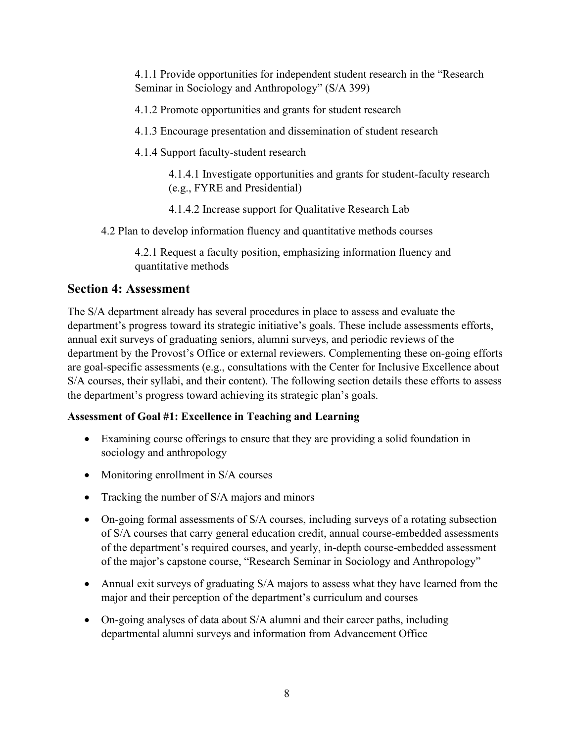4.1.1 Provide opportunities for independent student research in the "Research Seminar in Sociology and Anthropology" (S/A 399)

4.1.2 Promote opportunities and grants for student research

4.1.3 Encourage presentation and dissemination of student research

4.1.4 Support faculty-student research

4.1.4.1 Investigate opportunities and grants for student-faculty research (e.g., FYRE and Presidential)

4.1.4.2 Increase support for Qualitative Research Lab

4.2 Plan to develop information fluency and quantitative methods courses

4.2.1 Request a faculty position, emphasizing information fluency and quantitative methods

## Section 4: Assessment

The S/A department already has several procedures in place to assess and evaluate the department's progress toward its strategic initiative's goals. These include assessments efforts, annual exit surveys of graduating seniors, alumni surveys, and periodic reviews of the department by the Provost's Office or external reviewers. Complementing these on-going efforts are goal-specific assessments (e.g., consultations with the Center for Inclusive Excellence about S/A courses, their syllabi, and their content). The following section details these efforts to assess the department's progress toward achieving its strategic plan's goals.

**Assessment of Goal #1: Excellence in Teaching and Learning**

- Examining course offerings to ensure that they are providing a solid foundation in sociology and anthropology
- Monitoring enrollment in S/A courses
- Tracking the number of S/A majors and minors
- On-going formal assessments of S/A courses, including surveys of a rotating subsection of S/A courses that carry general education credit, annual course-embedded assessments of the department's required courses, and yearly, in-depth course-embedded assessment of the major's capstone course, "Research Seminar in Sociology and Anthropology"
- Annual exit surveys of graduating S/A majors to assess what they have learned from the major and their perception of the department's curriculum and courses
- On-going analyses of data about S/A alumni and their career paths, including departmental alumni surveys and information from Advancement Office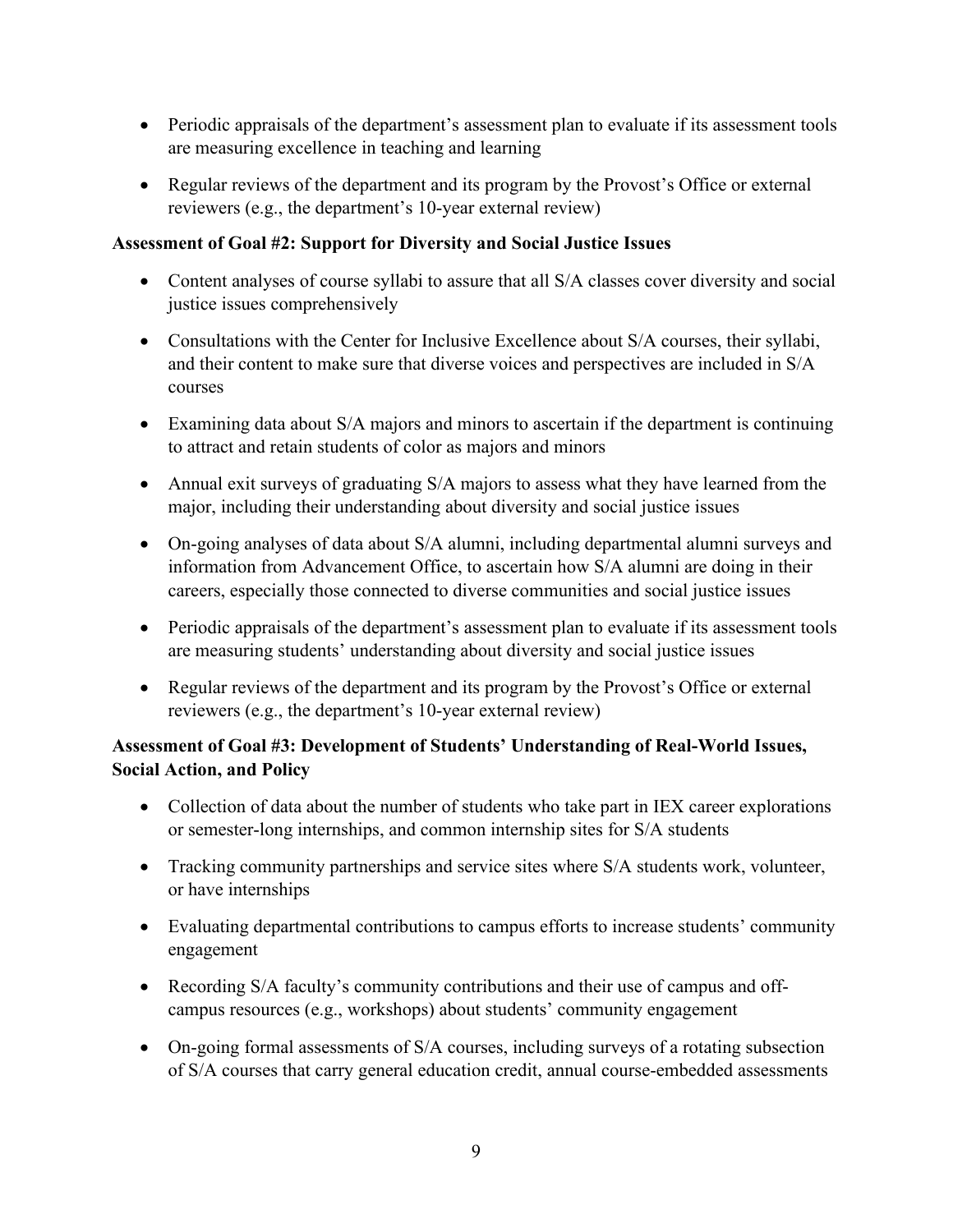- Periodic appraisals of the department's assessment plan to evaluate if its assessment tools are measuring excellence in teaching and learning
- Regular reviews of the department and its program by the Provost's Office or external reviewers (e.g., the department's 10-year external review)

**Assessment of Goal #2: Support for Diversity and Social Justice Issues**

- Content analyses of course syllabi to assure that all S/A classes cover diversity and social justice issues comprehensively
- Consultations with the Center for Inclusive Excellence about S/A courses, their syllabi, and their content to make sure that diverse voices and perspectives are included in S/A courses
- Examining data about S/A majors and minors to ascertain if the department is continuing to attract and retain students of color as majors and minors
- Annual exit surveys of graduating S/A majors to assess what they have learned from the major, including their understanding about diversity and social justice issues
- On-going analyses of data about S/A alumni, including departmental alumni surveys and information from Advancement Office, to ascertain how S/A alumni are doing in their careers, especially those connected to diverse communities and social justice issues
- Periodic appraisals of the department's assessment plan to evaluate if its assessment tools are measuring students' understanding about diversity and social justice issues
- Regular reviews of the department and its program by the Provost's Office or external reviewers (e.g., the department's 10-year external review)

**Assessment of Goal #3: Development of Students' Understanding of Real-World Issues, Social Action, and Policy**

- Collection of data about the number of students who take part in IEX career explorations or semester-long internships, and common internship sites for S/A students
- Tracking community partnerships and service sites where S/A students work, volunteer, or have internships
- Evaluating departmental contributions to campus efforts to increase students' community engagement
- Recording S/A faculty's community contributions and their use of campus and off-campus resources (e.g., workshops) about students' community engagement
- On-going formal assessments of S/A courses, including surveys of a rotating subsection of S/A courses that carry general education credit, annual course-embedded assessments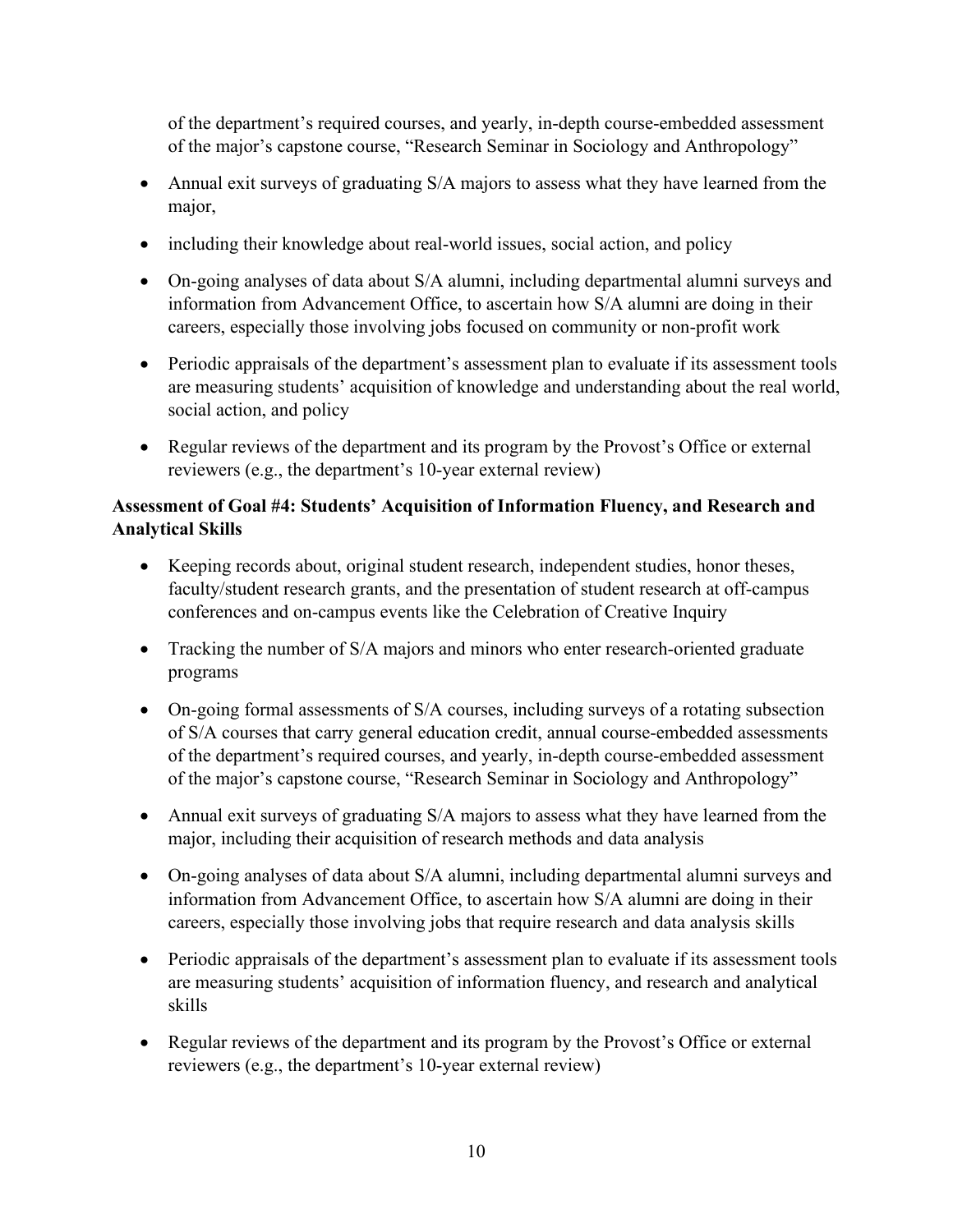of the department's required courses, and yearly, in-depth course-embedded assessment of the major's capstone course, "Research Seminar in Sociology and Anthropology"

- Annual exit surveys of graduating S/A majors to assess what they have learned from the major,
- including their knowledge about real-world issues, social action, and policy
- On-going analyses of data about S/A alumni, including departmental alumni surveys and information from Advancement Office, to ascertain how S/A alumni are doing in their careers, especially those involving jobs focused on community or non-profit work
- Periodic appraisals of the department's assessment plan to evaluate if its assessment tools are measuring students' acquisition of knowledge and understanding about the real world, social action, and policy
- Regular reviews of the department and its program by the Provost's Office or external reviewers (e.g., the department's 10-year external review)

**Assessment of Goal #4: Students' Acquisition of Information Fluency, and Research and Analytical Skills**

- Keeping records about, original student research, independent studies, honor theses, faculty/student research grants, and the presentation of student research at off-campus conferences and on-campus events like the Celebration of Creative Inquiry
- Tracking the number of S/A majors and minors who enter research-oriented graduate programs
- On-going formal assessments of S/A courses, including surveys of a rotating subsection of S/A courses that carry general education credit, annual course-embedded assessments of the department's required courses, and yearly, in-depth course-embedded assessment of the major's capstone course, "Research Seminar in Sociology and Anthropology"
- Annual exit surveys of graduating S/A majors to assess what they have learned from the major, including their acquisition of research methods and data analysis
- On-going analyses of data about S/A alumni, including departmental alumni surveys and information from Advancement Office, to ascertain how S/A alumni are doing in their careers, especially those involving jobs that require research and data analysis skills
- Periodic appraisals of the department's assessment plan to evaluate if its assessment tools are measuring students' acquisition of information fluency, and research and analytical skills
- Regular reviews of the department and its program by the Provost's Office or external reviewers (e.g., the department's 10-year external review)